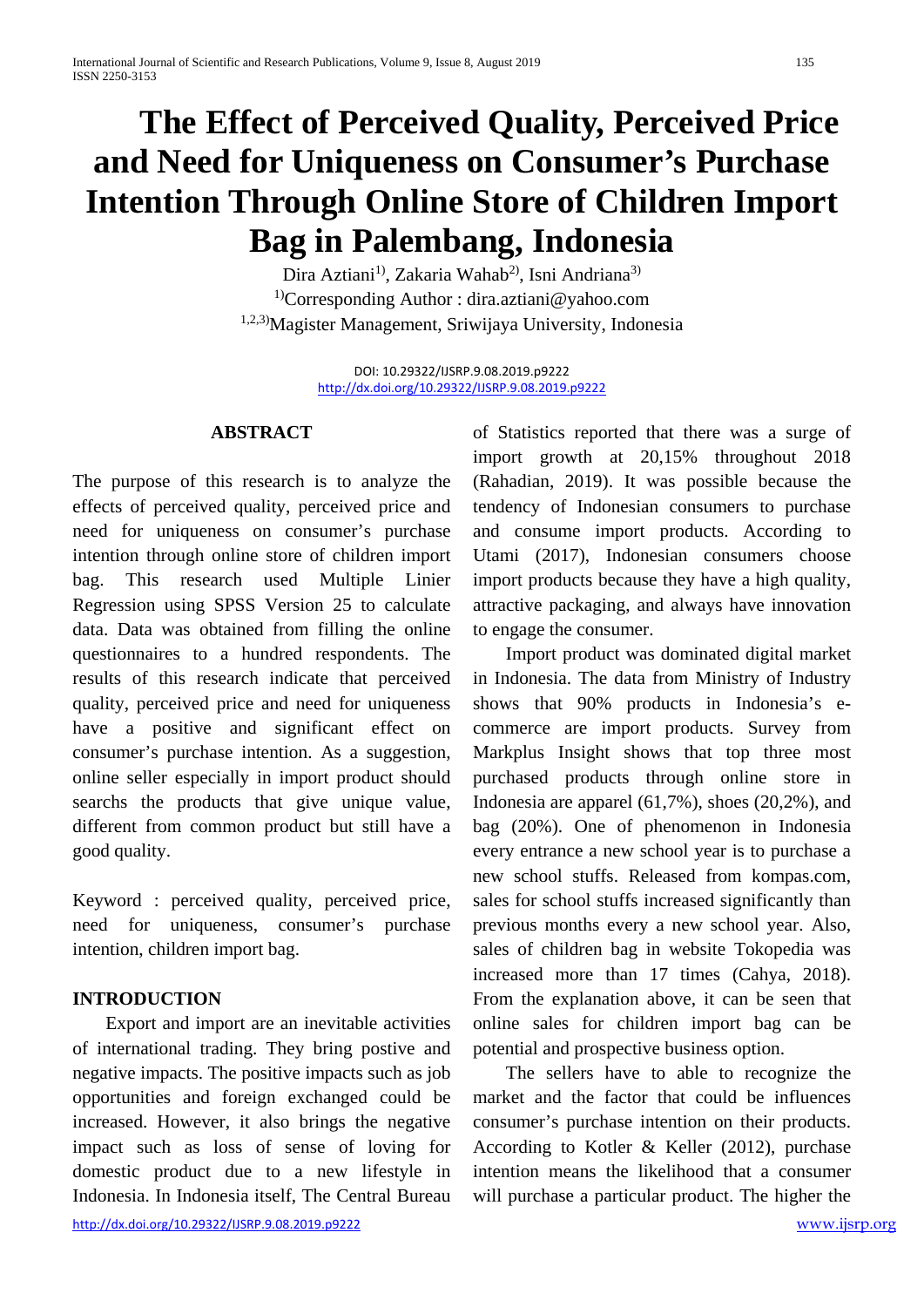# The Effect of Perceived Quality, Perceived Price and Need for Uniqueness on Consumer's Purchase Intention Through Online Store of Children Import Bag in Palembang, Indonesia

Dira Aztiani[1], Zakaria Wahab[2], Isni Andriana[3]

[1]Corresponding Author : dira.aztiani@yahoo.com

[1,2,3]Magister Management, Sriwijaya University, Indonesia

DOI: 10.29322/IJSRP.9.08.2019.p9222
http://dx.doi.org/10.29322/IJSRP.9.08.2019.p9222

## ABSTRACT

The purpose of this research is to analyze the effects of perceived quality, perceived price and need for uniqueness on consumer's purchase intention through online store of children import bag. This research used Multiple Linier Regression using SPSS Version 25 to calculate data. Data was obtained from filling the online questionnaires to a hundred respondents. The results of this research indicate that perceived quality, perceived price and need for uniqueness have a positive and significant effect on consumer's purchase intention. As a suggestion, online seller especially in import product should searchs the products that give unique value, different from common product but still have a good quality.

Keyword : perceived quality, perceived price, need for uniqueness, consumer's purchase intention, children import bag.

## INTRODUCTION

Export and import are an inevitable activities of international trading. They bring postive and negative impacts. The positive impacts such as job opportunities and foreign exchanged could be increased. However, it also brings the negative impact such as loss of sense of loving for domestic product due to a new lifestyle in Indonesia. In Indonesia itself, The Central Bureau of Statistics reported that there was a surge of import growth at 20,15% throughout 2018 (Rahadian, 2019). It was possible because the tendency of Indonesian consumers to purchase and consume import products. According to Utami (2017), Indonesian consumers choose import products because they have a high quality, attractive packaging, and always have innovation to engage the consumer.

Import product was dominated digital market in Indonesia. The data from Ministry of Industry shows that 90% products in Indonesia's e-commerce are import products. Survey from Markplus Insight shows that top three most purchased products through online store in Indonesia are apparel (61,7%), shoes (20,2%), and bag (20%). One of phenomenon in Indonesia every entrance a new school year is to purchase a new school stuffs. Released from kompas.com, sales for school stuffs increased significantly than previous months every a new school year. Also, sales of children bag in website Tokopedia was increased more than 17 times (Cahya, 2018). From the explanation above, it can be seen that online sales for children import bag can be potential and prospective business option.

The sellers have to able to recognize the market and the factor that could be influences consumer's purchase intention on their products. According to Kotler & Keller (2012), purchase intention means the likelihood that a consumer will purchase a particular product. The higher the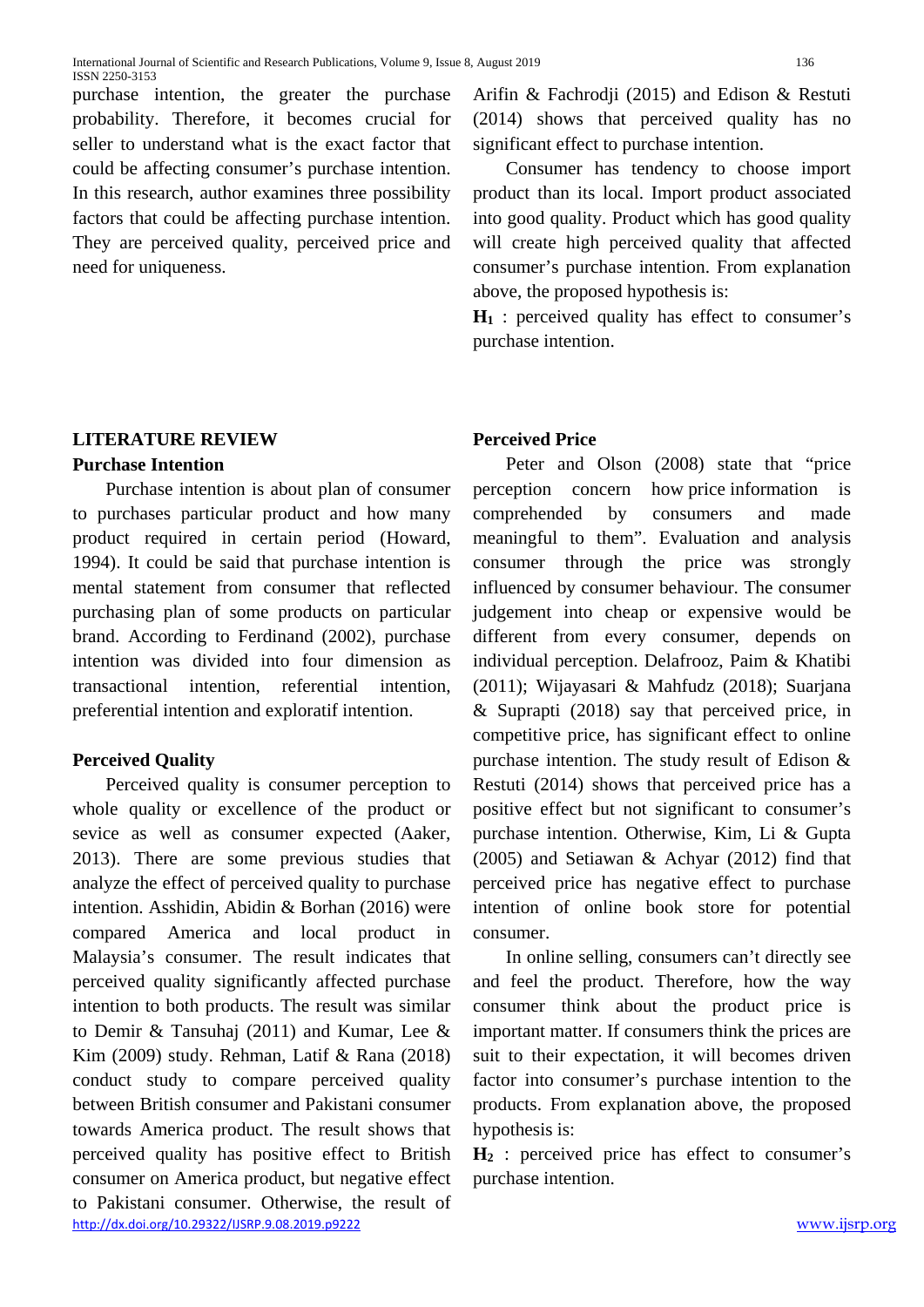purchase intention, the greater the purchase probability. Therefore, it becomes crucial for seller to understand what is the exact factor that could be affecting consumer's purchase intention. In this research, author examines three possibility factors that could be affecting purchase intention. They are perceived quality, perceived price and need for uniqueness.

## LITERATURE REVIEW

### Purchase Intention

Purchase intention is about plan of consumer to purchases particular product and how many product required in certain period (Howard, 1994). It could be said that purchase intention is mental statement from consumer that reflected purchasing plan of some products on particular brand. According to Ferdinand (2002), purchase intention was divided into four dimension as transactional intention, referential intention, preferential intention and exploratif intention.

### Perceived Quality

Perceived quality is consumer perception to whole quality or excellence of the product or sevice as well as consumer expected (Aaker, 2013). There are some previous studies that analyze the effect of perceived quality to purchase intention. Asshidin, Abidin & Borhan (2016) were compared America and local product in Malaysia's consumer. The result indicates that perceived quality significantly affected purchase intention to both products. The result was similar to Demir & Tansuhaj (2011) and Kumar, Lee & Kim (2009) study. Rehman, Latif & Rana (2018) conduct study to compare perceived quality between British consumer and Pakistani consumer towards America product. The result shows that perceived quality has positive effect to British consumer on America product, but negative effect to Pakistani consumer. Otherwise, the result of Arifin & Fachrodji (2015) and Edison & Restuti (2014) shows that perceived quality has no significant effect to purchase intention.

Consumer has tendency to choose import product than its local. Import product associated into good quality. Product which has good quality will create high perceived quality that affected consumer's purchase intention. From explanation above, the proposed hypothesis is:

**$H_1$** : perceived quality has effect to consumer's purchase intention.

### Perceived Price

Peter and Olson (2008) state that "price perception concern how price information is comprehended by consumers and made meaningful to them". Evaluation and analysis consumer through the price was strongly influenced by consumer behaviour. The consumer judgement into cheap or expensive would be different from every consumer, depends on individual perception. Delafrooz, Paim & Khatibi (2011); Wijayasari & Mahfudz (2018); Suarjana & Suprapti (2018) say that perceived price, in competitive price, has significant effect to online purchase intention. The study result of Edison & Restuti (2014) shows that perceived price has a positive effect but not significant to consumer's purchase intention. Otherwise, Kim, Li & Gupta (2005) and Setiawan & Achyar (2012) find that perceived price has negative effect to purchase intention of online book store for potential consumer.

In online selling, consumers can't directly see and feel the product. Therefore, how the way consumer think about the product price is important matter. If consumers think the prices are suit to their expectation, it will becomes driven factor into consumer's purchase intention to the products. From explanation above, the proposed hypothesis is:

**$H_2$** : perceived price has effect to consumer's purchase intention.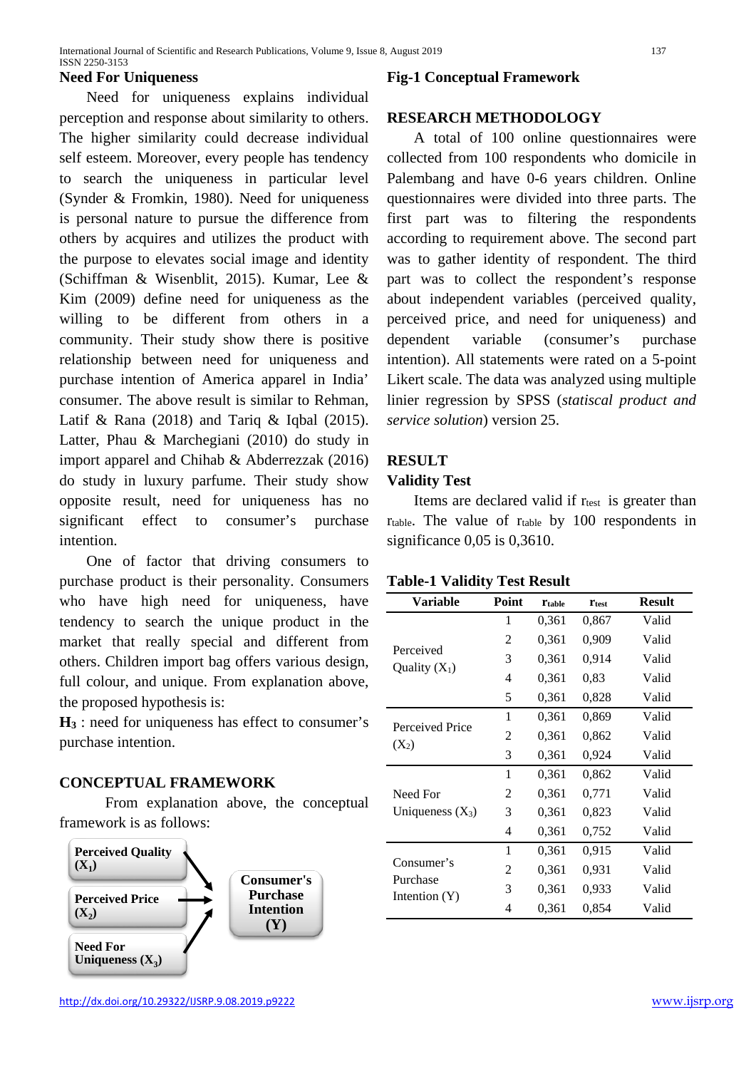## Need For Uniqueness

Need for uniqueness explains individual perception and response about similarity to others. The higher similarity could decrease individual self esteem. Moreover, every people has tendency to search the uniqueness in particular level (Synder & Fromkin, 1980). Need for uniqueness is personal nature to pursue the difference from others by acquires and utilizes the product with the purpose to elevates social image and identity (Schiffman & Wisenblit, 2015). Kumar, Lee & Kim (2009) define need for uniqueness as the willing to be different from others in a community. Their study show there is positive relationship between need for uniqueness and purchase intention of America apparel in India' consumer. The above result is similar to Rehman, Latif & Rana (2018) and Tariq & Iqbal (2015). Latter, Phau & Marchegiani (2010) do study in import apparel and Chihab & Abderrezzak (2016) do study in luxury parfume. Their study show opposite result, need for uniqueness has no significant effect to consumer's purchase intention.

One of factor that driving consumers to purchase product is their personality. Consumers who have high need for uniqueness, have tendency to search the unique product in the market that really special and different from others. Children import bag offers various design, full colour, and unique. From explanation above, the proposed hypothesis is:

**$H_3$** : need for uniqueness has effect to consumer's purchase intention.

## CONCEPTUAL FRAMEWORK

From explanation above, the conceptual framework is as follows:

**Perceived Quality ($X_1$)** → **Consumer's Purchase Intention (Y)**
**Perceived Price ($X_2$)** → **Consumer's Purchase Intention (Y)**
**Need For Uniqueness ($X_3$)** → **Consumer's Purchase Intention (Y)**

**Fig-1 Conceptual Framework**

## RESEARCH METHODOLOGY

A total of 100 online questionnaires were collected from 100 respondents who domicile in Palembang and have 0-6 years children. Online questionnaires were divided into three parts. The first part was to filtering the respondents according to requirement above. The second part was to gather identity of respondent. The third part was to collect the respondent's response about independent variables (perceived quality, perceived price, and need for uniqueness) and dependent variable (consumer's purchase intention). All statements were rated on a 5-point Likert scale. The data was analyzed using multiple linier regression by SPSS (*statiscal product and service solution*) version 25.

## RESULT

### Validity Test

Items are declared valid if $r_{test}$ is greater than $r_{table}$. The value of $r_{table}$ by 100 respondents in significance 0,05 is 0,3610.

**Table-1 Validity Test Result**

| Variable | Point | $r_{table}$ | $r_{test}$ | Result |
|---|---|---|---|---|
| Perceived Quality ($X_1$) | 1 | 0,361 | 0,867 | Valid |
| | 2 | 0,361 | 0,909 | Valid |
| | 3 | 0,361 | 0,914 | Valid |
| | 4 | 0,361 | 0,83 | Valid |
| | 5 | 0,361 | 0,828 | Valid |
| Perceived Price ($X_2$) | 1 | 0,361 | 0,869 | Valid |
| | 2 | 0,361 | 0,862 | Valid |
| | 3 | 0,361 | 0,924 | Valid |
| Need For Uniqueness ($X_3$) | 1 | 0,361 | 0,862 | Valid |
| | 2 | 0,361 | 0,771 | Valid |
| | 3 | 0,361 | 0,823 | Valid |
| | 4 | 0,361 | 0,752 | Valid |
| Consumer's Purchase Intention (Y) | 1 | 0,361 | 0,915 | Valid |
| | 2 | 0,361 | 0,931 | Valid |
| | 3 | 0,361 | 0,933 | Valid |
| | 4 | 0,361 | 0,854 | Valid |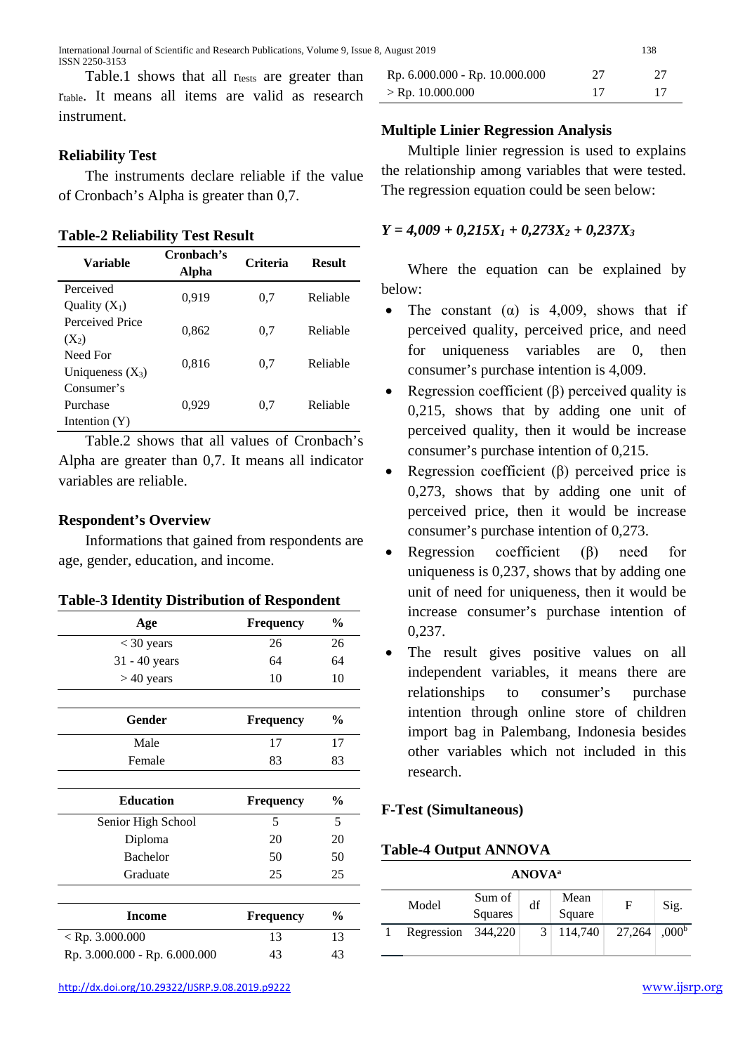Table.1 shows that all $r_{tests}$ are greater than $r_{table}$. It means all items are valid as research instrument.

### Reliability Test

The instruments declare reliable if the value of Cronbach's Alpha is greater than 0,7.

**Table-2 Reliability Test Result**

| Variable | Cronbach's Alpha | Criteria | Result |
|---|---|---|---|
| Perceived Quality ($X_1$) | 0,919 | 0,7 | Reliable |
| Perceived Price ($X_2$) | 0,862 | 0,7 | Reliable |
| Need For Uniqueness ($X_3$) | 0,816 | 0,7 | Reliable |
| Consumer's Purchase Intention (Y) | 0,929 | 0,7 | Reliable |

Table.2 shows that all values of Cronbach's Alpha are greater than 0,7. It means all indicator variables are reliable.

### Respondent's Overview

Informations that gained from respondents are age, gender, education, and income.

**Table-3 Identity Distribution of Respondent**

| Age | Frequency | % |
|---|---|---|
| < 30 years | 26 | 26 |
| 31 - 40 years | 64 | 64 |
| > 40 years | 10 | 10 |

| Gender | Frequency | % |
|---|---|---|
| Male | 17 | 17 |
| Female | 83 | 83 |

| Education | Frequency | % |
|---|---|---|
| Senior High School | 5 | 5 |
| Diploma | 20 | 20 |
| Bachelor | 50 | 50 |
| Graduate | 25 | 25 |

| Income | Frequency | % |
|---|---|---|
| < Rp. 3.000.000 | 13 | 13 |
| Rp. 3.000.000 - Rp. 6.000.000 | 43 | 43 |
| Rp. 6.000.000 - Rp. 10.000.000 | 27 | 27 |
| > Rp. 10.000.000 | 17 | 17 |

### Multiple Linier Regression Analysis

Multiple linier regression is used to explains the relationship among variables that were tested. The regression equation could be seen below:

$$Y = 4{,}009 + 0{,}215X_1 + 0{,}273X_2 + 0{,}237X_3$$

Where the equation can be explained by below:

- The constant ($\alpha$) is 4,009, shows that if perceived quality, perceived price, and need for uniqueness variables are 0, then consumer's purchase intention is 4,009.
- Regression coefficient ($\beta$) perceived quality is 0,215, shows that by adding one unit of perceived quality, then it would be increase consumer's purchase intention of 0,215.
- Regression coefficient ($\beta$) perceived price is 0,273, shows that by adding one unit of perceived price, then it would be increase consumer's purchase intention of 0,273.
- Regression coefficient ($\beta$) need for uniqueness is 0,237, shows that by adding one unit of need for uniqueness, then it would be increase consumer's purchase intention of 0,237.
- The result gives positive values on all independent variables, it means there are relationships to consumer's purchase intention through online store of children import bag in Palembang, Indonesia besides other variables which not included in this research.

### F-Test (Simultaneous)

**Table-4 Output ANNOVA**

**ANOVA[a]**

| Model | | Sum of Squares | df | Mean Square | F | Sig. |
|---|---|---|---|---|---|---|
| 1 | Regression | 344,220 | 3 | 114,740 | 27,264 | ,000[b] |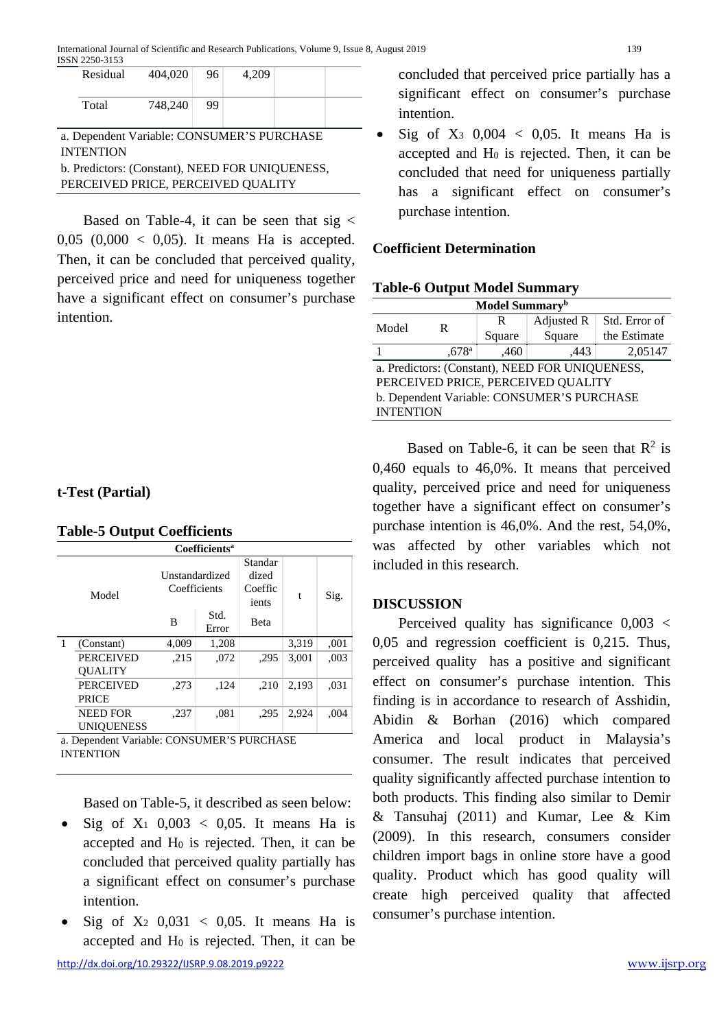| | Sum of Squares | df | Mean Square | F | Sig. |
|---|---|---|---|---|---|
| Residual | 404,020 | 96 | 4,209 | | |
| Total | 748,240 | 99 | | | |

a. Dependent Variable: CONSUMER'S PURCHASE INTENTION
b. Predictors: (Constant), NEED FOR UNIQUENESS, PERCEIVED PRICE, PERCEIVED QUALITY

Based on Table-4, it can be seen that sig < 0,05 (0,000 < 0,05). It means Ha is accepted. Then, it can be concluded that perceived quality, perceived price and need for uniqueness together have a significant effect on consumer's purchase intention.

**t-Test (Partial)**

**Table-5 Output Coefficients**

| Coefficients[a] | | | | | | |
|---|---|---|---|---|---|---|
| Model | | Unstandardized Coefficients | | Standardized Coefficients | t | Sig. |
| | | B | Std. Error | Beta | | |
| 1 | (Constant) | 4,009 | 1,208 | | 3,319 | ,001 |
| | PERCEIVED QUALITY | ,215 | ,072 | ,295 | 3,001 | ,003 |
| | PERCEIVED PRICE | ,273 | ,124 | ,210 | 2,193 | ,031 |
| | NEED FOR UNIQUENESS | ,237 | ,081 | ,295 | 2,924 | ,004 |

a. Dependent Variable: CONSUMER'S PURCHASE INTENTION

Based on Table-5, it described as seen below:

- Sig of $X_1$ 0,003 < 0,05. It means Ha is accepted and $H_0$ is rejected. Then, it can be concluded that perceived quality partially has a significant effect on consumer's purchase intention.
- Sig of $X_2$ 0,031 < 0,05. It means Ha is accepted and $H_0$ is rejected. Then, it can be concluded that perceived price partially has a significant effect on consumer's purchase intention.
- Sig of $X_3$ 0,004 < 0,05. It means Ha is accepted and $H_0$ is rejected. Then, it can be concluded that need for uniqueness partially has a significant effect on consumer's purchase intention.

**Coefficient Determination**

**Table-6 Output Model Summary**

| Model Summary[b] | | | | |
|---|---|---|---|---|
| Model | R | R Square | Adjusted R Square | Std. Error of the Estimate |
| 1 | ,678[a] | ,460 | ,443 | 2,05147 |

a. Predictors: (Constant), NEED FOR UNIQUENESS, PERCEIVED PRICE, PERCEIVED QUALITY
b. Dependent Variable: CONSUMER'S PURCHASE INTENTION

Based on Table-6, it can be seen that $R^2$ is 0,460 equals to 46,0%. It means that perceived quality, perceived price and need for uniqueness together have a significant effect on consumer's purchase intention is 46,0%. And the rest, 54,0%, was affected by other variables which not included in this research.

**DISCUSSION**

Perceived quality has significance 0,003 < 0,05 and regression coefficient is 0,215. Thus, perceived quality has a positive and significant effect on consumer's purchase intention. This finding is in accordance to research of Asshidin, Abidin & Borhan (2016) which compared America and local product in Malaysia's consumer. The result indicates that perceived quality significantly affected purchase intention to both products. This finding also similar to Demir & Tansuhaj (2011) and Kumar, Lee & Kim (2009). In this research, consumers consider children import bags in online store have a good quality. Product which has good quality will create high perceived quality that affected consumer's purchase intention.

http://dx.doi.org/10.29322/IJSRP.9.08.2019.p9222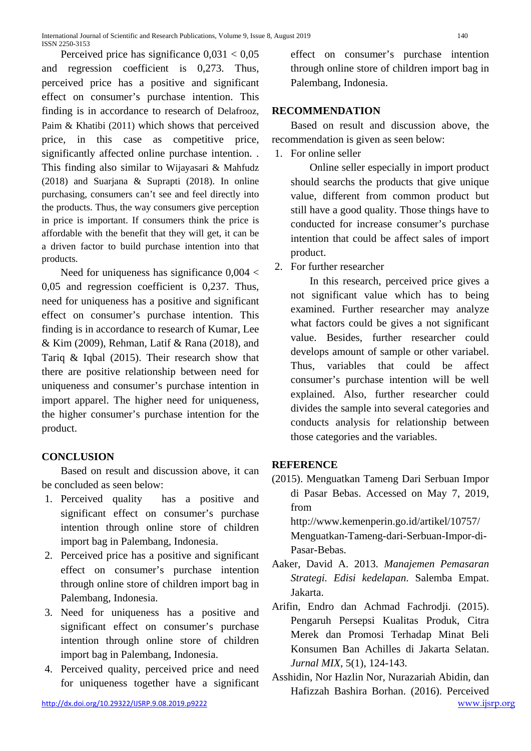Perceived price has significance 0,031 < 0,05 and regression coefficient is 0,273. Thus, perceived price has a positive and significant effect on consumer's purchase intention. This finding is in accordance to research of Delafrooz, Paim & Khatibi (2011) which shows that perceived price, in this case as competitive price, significantly affected online purchase intention. . This finding also similar to Wijayasari & Mahfudz (2018) and Suarjana & Suprapti (2018). In online purchasing, consumers can't see and feel directly into the products. Thus, the way consumers give perception in price is important. If consumers think the price is affordable with the benefit that they will get, it can be a driven factor to build purchase intention into that products.

Need for uniqueness has significance 0,004 < 0,05 and regression coefficient is 0,237. Thus, need for uniqueness has a positive and significant effect on consumer's purchase intention. This finding is in accordance to research of Kumar, Lee & Kim (2009), Rehman, Latif & Rana (2018), and Tariq & Iqbal (2015). Their research show that there are positive relationship between need for uniqueness and consumer's purchase intention in import apparel. The higher need for uniqueness, the higher consumer's purchase intention for the product.

## CONCLUSION

Based on result and discussion above, it can be concluded as seen below:

1. Perceived quality has a positive and significant effect on consumer's purchase intention through online store of children import bag in Palembang, Indonesia.
2. Perceived price has a positive and significant effect on consumer's purchase intention through online store of children import bag in Palembang, Indonesia.
3. Need for uniqueness has a positive and significant effect on consumer's purchase intention through online store of children import bag in Palembang, Indonesia.
4. Perceived quality, perceived price and need for uniqueness together have a significant effect on consumer's purchase intention through online store of children import bag in Palembang, Indonesia.

## RECOMMENDATION

Based on result and discussion above, the recommendation is given as seen below:

1. For online seller

   Online seller especially in import product should searchs the products that give unique value, different from common product but still have a good quality. Those things have to conducted for increase consumer's purchase intention that could be affect sales of import product.

2. For further researcher

   In this research, perceived price gives a not significant value which has to being examined. Further researcher may analyze what factors could be gives a not significant value. Besides, further researcher could develops amount of sample or other variabel. Thus, variables that could be affect consumer's purchase intention will be well explained. Also, further researcher could divides the sample into several categories and conducts analysis for relationship between those categories and the variables.

## REFERENCE

(2015). Menguatkan Tameng Dari Serbuan Impor di Pasar Bebas. Accessed on May 7, 2019, from http://www.kemenperin.go.id/artikel/10757/Menguatkan-Tameng-dari-Serbuan-Impor-di-Pasar-Bebas.

Aaker, David A. 2013. *Manajemen Pemasaran Strategi. Edisi kedelapan*. Salemba Empat. Jakarta.

Arifin, Endro dan Achmad Fachrodji. (2015). Pengaruh Persepsi Kualitas Produk, Citra Merek dan Promosi Terhadap Minat Beli Konsumen Ban Achilles di Jakarta Selatan. *Jurnal MIX*, 5(1), 124-143.

Asshidin, Nor Hazlin Nor, Nurazariah Abidin, dan Hafizzah Bashira Borhan. (2016). Perceived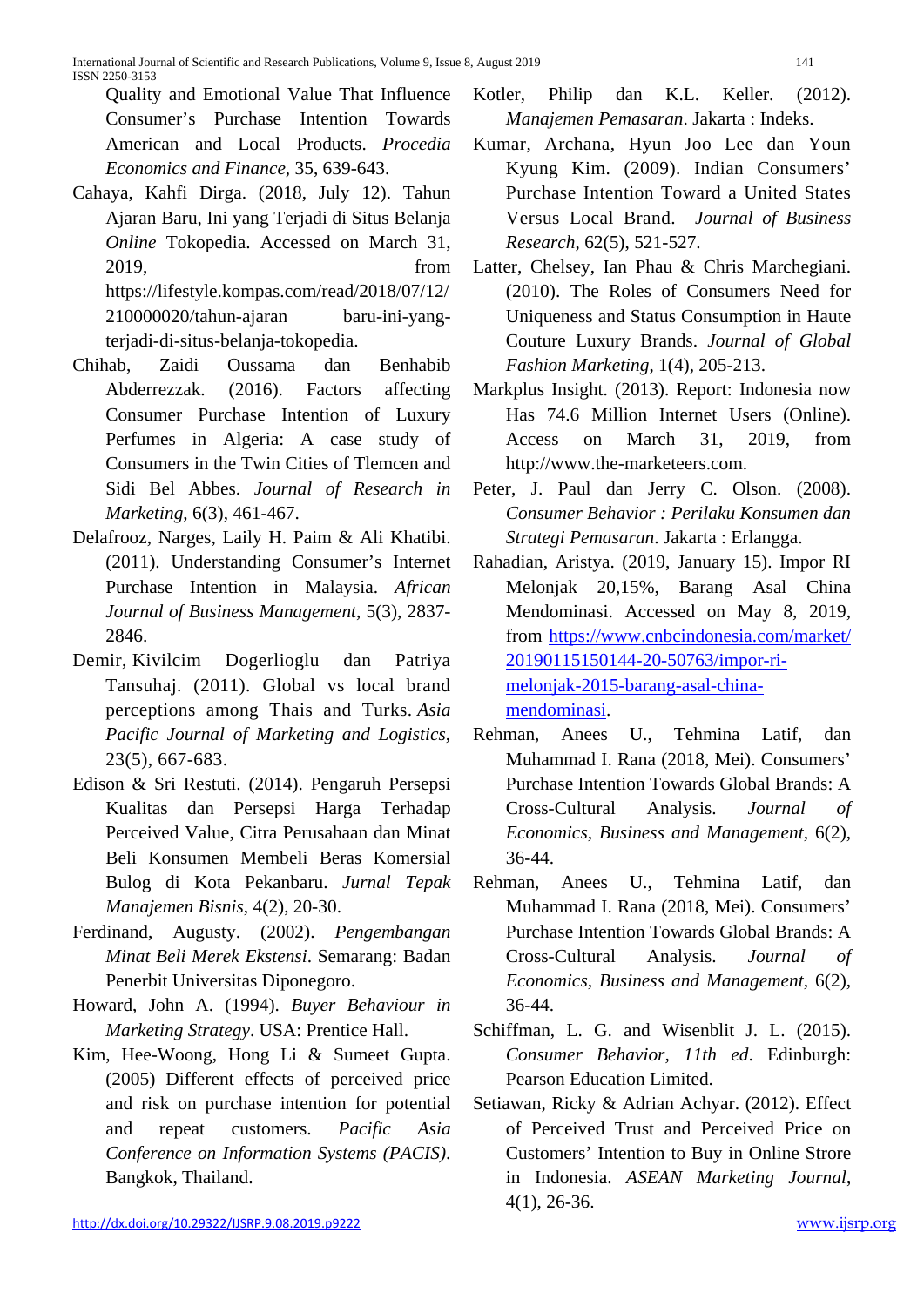Quality and Emotional Value That Influence Consumer's Purchase Intention Towards American and Local Products. *Procedia Economics and Finance*, 35, 639-643.

Cahaya, Kahfi Dirga. (2018, July 12). Tahun Ajaran Baru, Ini yang Terjadi di Situs Belanja *Online* Tokopedia. Accessed on March 31, 2019, from https://lifestyle.kompas.com/read/2018/07/12/210000020/tahun-ajaran baru-ini-yang-terjadi-di-situs-belanja-tokopedia.

Chihab, Zaidi Oussama dan Benhabib Abderrezzak. (2016). Factors affecting Consumer Purchase Intention of Luxury Perfumes in Algeria: A case study of Consumers in the Twin Cities of Tlemcen and Sidi Bel Abbes. *Journal of Research in Marketing*, 6(3), 461-467.

Delafrooz, Narges, Laily H. Paim & Ali Khatibi. (2011). Understanding Consumer's Internet Purchase Intention in Malaysia. *African Journal of Business Management*, 5(3), 2837-2846.

Demir, Kivilcim Dogerlioglu dan Patriya Tansuhaj. (2011). Global vs local brand perceptions among Thais and Turks. *Asia Pacific Journal of Marketing and Logistics*, 23(5), 667-683.

Edison & Sri Restuti. (2014). Pengaruh Persepsi Kualitas dan Persepsi Harga Terhadap Perceived Value, Citra Perusahaan dan Minat Beli Konsumen Membeli Beras Komersial Bulog di Kota Pekanbaru. *Jurnal Tepak Manajemen Bisnis*, 4(2), 20-30.

Ferdinand, Augusty. (2002). *Pengembangan Minat Beli Merek Ekstensi*. Semarang: Badan Penerbit Universitas Diponegoro.

Howard, John A. (1994). *Buyer Behaviour in Marketing Strategy*. USA: Prentice Hall.

Kim, Hee-Woong, Hong Li & Sumeet Gupta. (2005) Different effects of perceived price and risk on purchase intention for potential and repeat customers. *Pacific Asia Conference on Information Systems (PACIS)*. Bangkok, Thailand.

Kotler, Philip dan K.L. Keller. (2012). *Manajemen Pemasaran*. Jakarta : Indeks.

Kumar, Archana, Hyun Joo Lee dan Youn Kyung Kim. (2009). Indian Consumers' Purchase Intention Toward a United States Versus Local Brand. *Journal of Business Research*, 62(5), 521-527.

Latter, Chelsey, Ian Phau & Chris Marchegiani. (2010). The Roles of Consumers Need for Uniqueness and Status Consumption in Haute Couture Luxury Brands. *Journal of Global Fashion Marketing*, 1(4), 205-213.

Markplus Insight. (2013). Report: Indonesia now Has 74.6 Million Internet Users (Online). Access on March 31, 2019, from http://www.the-marketeers.com.

Peter, J. Paul dan Jerry C. Olson. (2008). *Consumer Behavior : Perilaku Konsumen dan Strategi Pemasaran*. Jakarta : Erlangga.

Rahadian, Aristya. (2019, January 15). Impor RI Melonjak 20,15%, Barang Asal China Mendominasi. Accessed on May 8, 2019, from https://www.cnbcindonesia.com/market/20190115150144-20-50763/impor-ri-melonjak-2015-barang-asal-china-mendominasi.

Rehman, Anees U., Tehmina Latif, dan Muhammad I. Rana (2018, Mei). Consumers' Purchase Intention Towards Global Brands: A Cross-Cultural Analysis. *Journal of Economics, Business and Management*, 6(2), 36-44.

Rehman, Anees U., Tehmina Latif, dan Muhammad I. Rana (2018, Mei). Consumers' Purchase Intention Towards Global Brands: A Cross-Cultural Analysis. *Journal of Economics, Business and Management*, 6(2), 36-44.

Schiffman, L. G. and Wisenblit J. L. (2015). *Consumer Behavior, 11th ed*. Edinburgh: Pearson Education Limited.

Setiawan, Ricky & Adrian Achyar. (2012). Effect of Perceived Trust and Perceived Price on Customers' Intention to Buy in Online Strore in Indonesia. *ASEAN Marketing Journal*, 4(1), 26-36.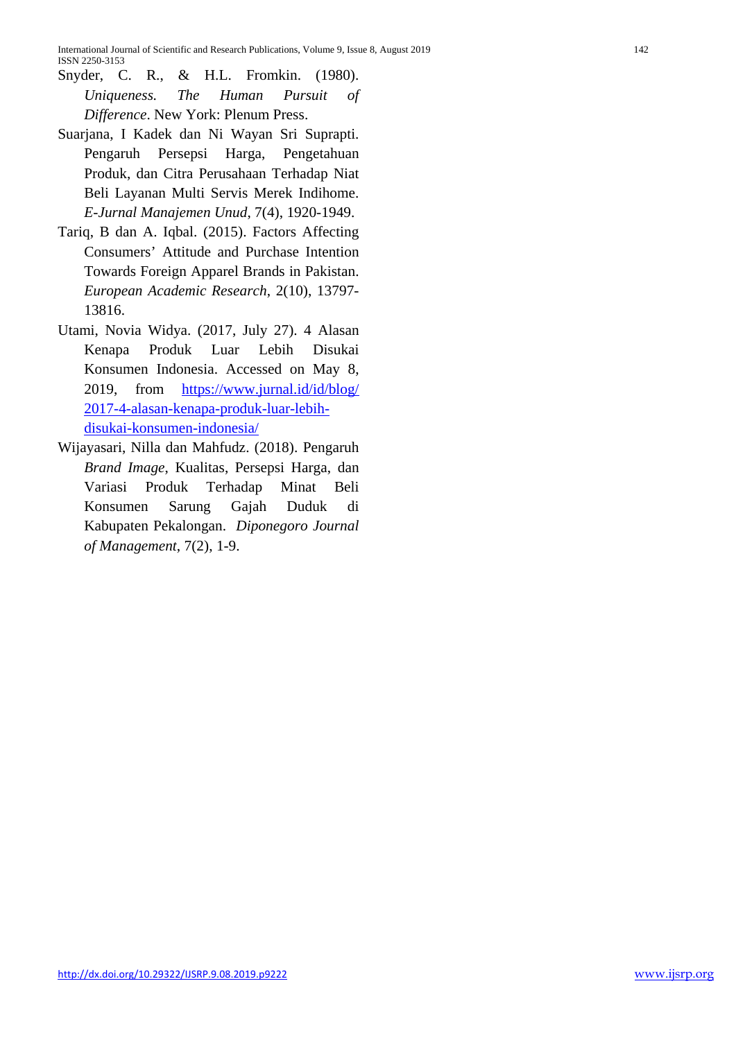Snyder, C. R., & H.L. Fromkin. (1980). *Uniqueness. The Human Pursuit of Difference*. New York: Plenum Press.

Suarjana, I Kadek dan Ni Wayan Sri Suprapti. Pengaruh Persepsi Harga, Pengetahuan Produk, dan Citra Perusahaan Terhadap Niat Beli Layanan Multi Servis Merek Indihome. *E-Jurnal Manajemen Unud*, 7(4), 1920-1949.

Tariq, B dan A. Iqbal. (2015). Factors Affecting Consumers' Attitude and Purchase Intention Towards Foreign Apparel Brands in Pakistan. *European Academic Research*, 2(10), 13797-13816.

Utami, Novia Widya. (2017, July 27). 4 Alasan Kenapa Produk Luar Lebih Disukai Konsumen Indonesia. Accessed on May 8, 2019, from [https://www.jurnal.id/id/blog/2017-4-alasan-kenapa-produk-luar-lebih-disukai-konsumen-indonesia/](https://www.jurnal.id/id/blog/2017-4-alasan-kenapa-produk-luar-lebih-disukai-konsumen-indonesia/)

Wijayasari, Nilla dan Mahfudz. (2018). Pengaruh *Brand Image*, Kualitas, Persepsi Harga, dan Variasi Produk Terhadap Minat Beli Konsumen Sarung Gajah Duduk di Kabupaten Pekalongan. *Diponegoro Journal of Management*, 7(2), 1-9.